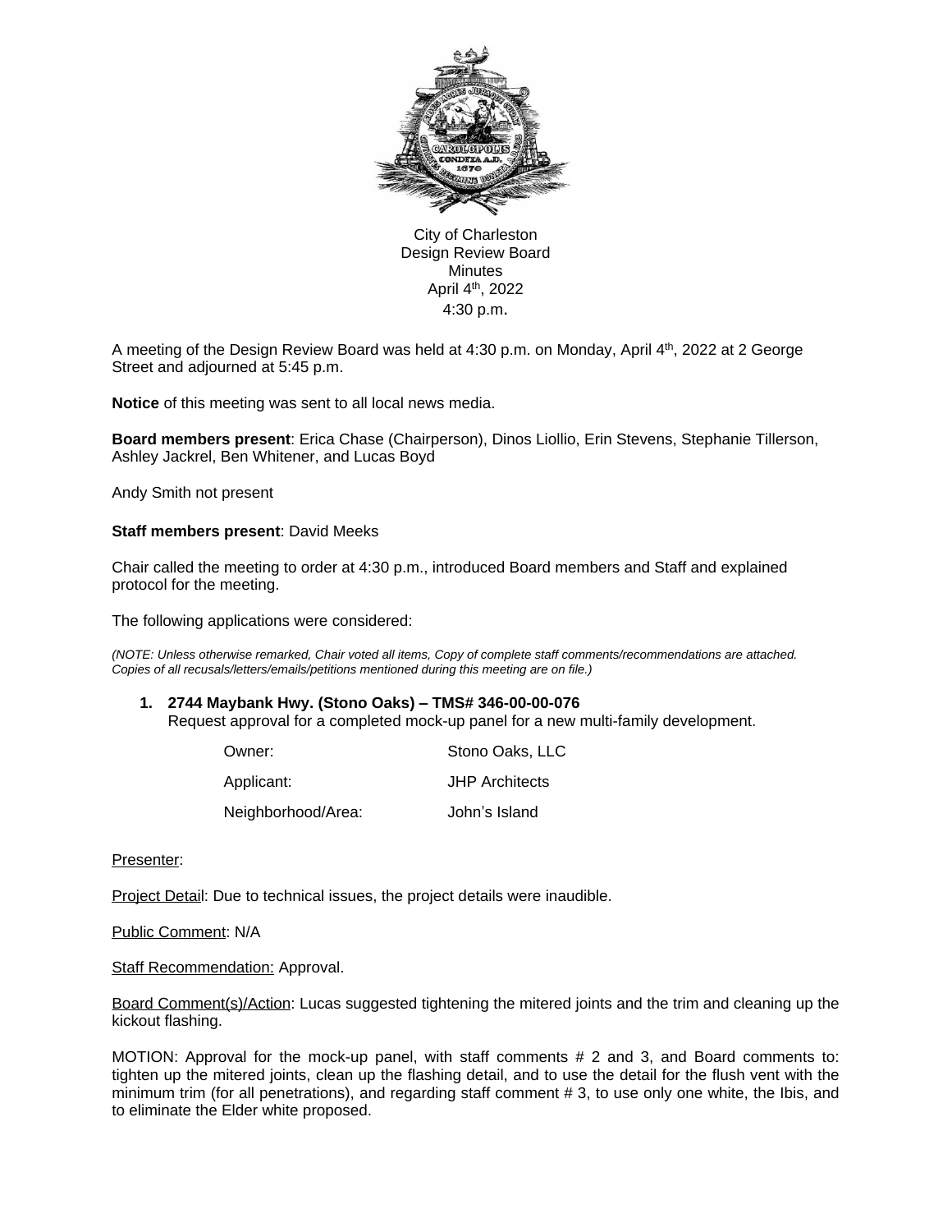City of Charleston
Design Review Board
Minutes
April 4th, 2022
4:30 p.m.

A meeting of the Design Review Board was held at 4:30 p.m. on Monday, April 4th, 2022 at 2 George Street and adjourned at 5:45 p.m.

**Notice** of this meeting was sent to all local news media.

**Board members present**: Erica Chase (Chairperson), Dinos Liollio, Erin Stevens, Stephanie Tillerson, Ashley Jackrel, Ben Whitener, and Lucas Boyd

Andy Smith not present

**Staff members present**: David Meeks

Chair called the meeting to order at 4:30 p.m., introduced Board members and Staff and explained protocol for the meeting.

The following applications were considered:

*(NOTE: Unless otherwise remarked, Chair voted all items, Copy of complete staff comments/recommendations are attached. Copies of all recusals/letters/emails/petitions mentioned during this meeting are on file.)*

1. **2744 Maybank Hwy. (Stono Oaks) – TMS# 346-00-00-076**
   Request approval for a completed mock-up panel for a new multi-family development.

| | |
|---|---|
| Owner: | Stono Oaks, LLC |
| Applicant: | JHP Architects |
| Neighborhood/Area: | John's Island |

Presenter:

Project Detail: Due to technical issues, the project details were inaudible.

Public Comment: N/A

Staff Recommendation: Approval.

Board Comment(s)/Action: Lucas suggested tightening the mitered joints and the trim and cleaning up the kickout flashing.

MOTION: Approval for the mock-up panel, with staff comments # 2 and 3, and Board comments to: tighten up the mitered joints, clean up the flashing detail, and to use the detail for the flush vent with the minimum trim (for all penetrations), and regarding staff comment # 3, to use only one white, the Ibis, and to eliminate the Elder white proposed.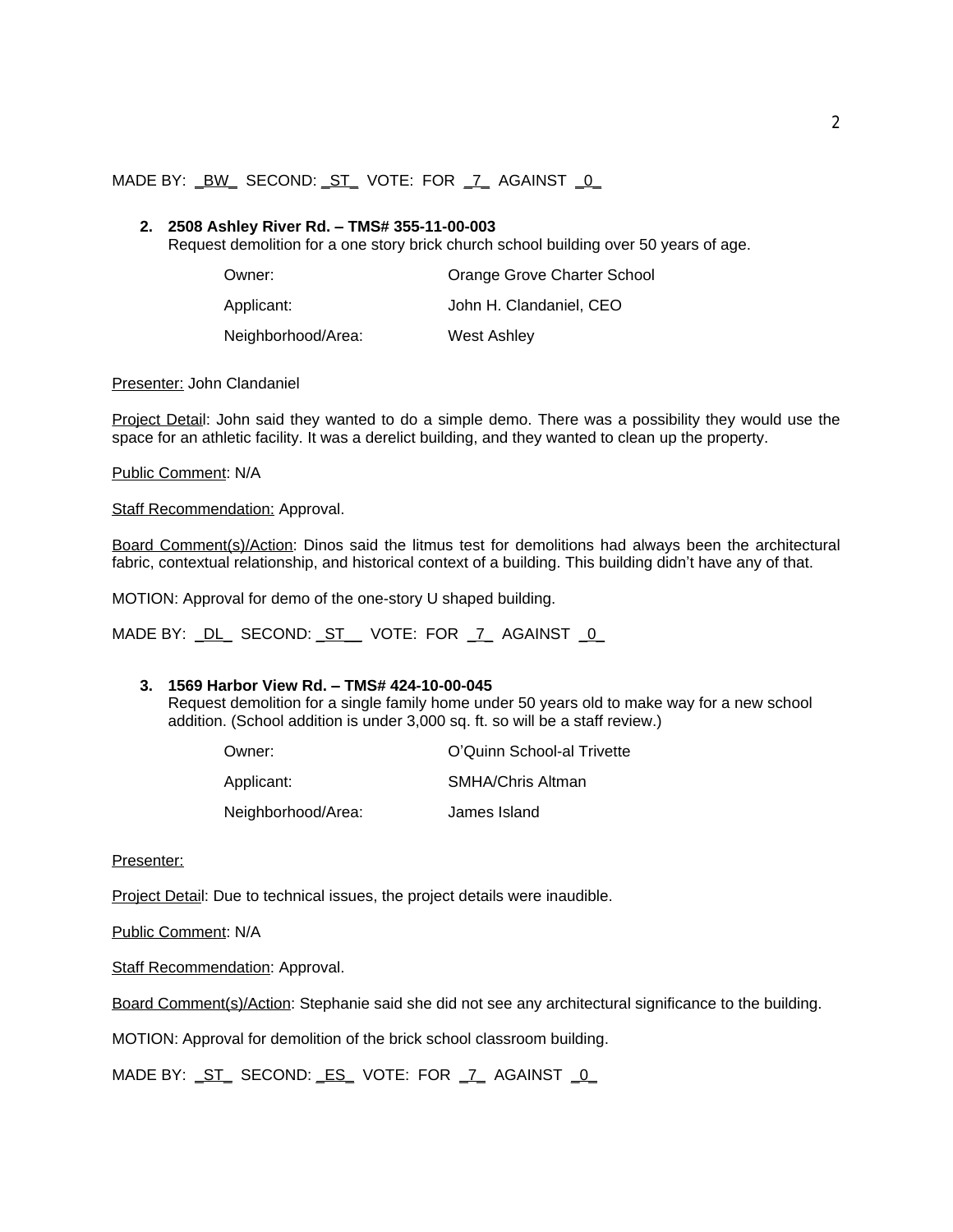MADE BY: _BW_ SECOND: _ST_ VOTE: FOR _7_ AGAINST _0_

**2. 2508 Ashley River Rd. – TMS# 355-11-00-003**

Request demolition for a one story brick church school building over 50 years of age.

| | |
|---|---|
| Owner: | Orange Grove Charter School |
| Applicant: | John H. Clandaniel, CEO |
| Neighborhood/Area: | West Ashley |

Presenter: John Clandaniel

Project Detail: John said they wanted to do a simple demo. There was a possibility they would use the space for an athletic facility. It was a derelict building, and they wanted to clean up the property.

Public Comment: N/A

Staff Recommendation: Approval.

Board Comment(s)/Action: Dinos said the litmus test for demolitions had always been the architectural fabric, contextual relationship, and historical context of a building. This building didn't have any of that.

MOTION: Approval for demo of the one-story U shaped building.

MADE BY: _DL_ SECOND: _ST__ VOTE: FOR _7_ AGAINST _0_

**3. 1569 Harbor View Rd. – TMS# 424-10-00-045**

Request demolition for a single family home under 50 years old to make way for a new school addition. (School addition is under 3,000 sq. ft. so will be a staff review.)

| | |
|---|---|
| Owner: | O'Quinn School-al Trivette |
| Applicant: | SMHA/Chris Altman |
| Neighborhood/Area: | James Island |

Presenter:

Project Detail: Due to technical issues, the project details were inaudible.

Public Comment: N/A

Staff Recommendation: Approval.

Board Comment(s)/Action: Stephanie said she did not see any architectural significance to the building.

MOTION: Approval for demolition of the brick school classroom building.

MADE BY: _ST_ SECOND: _ES_ VOTE: FOR _7_ AGAINST _0_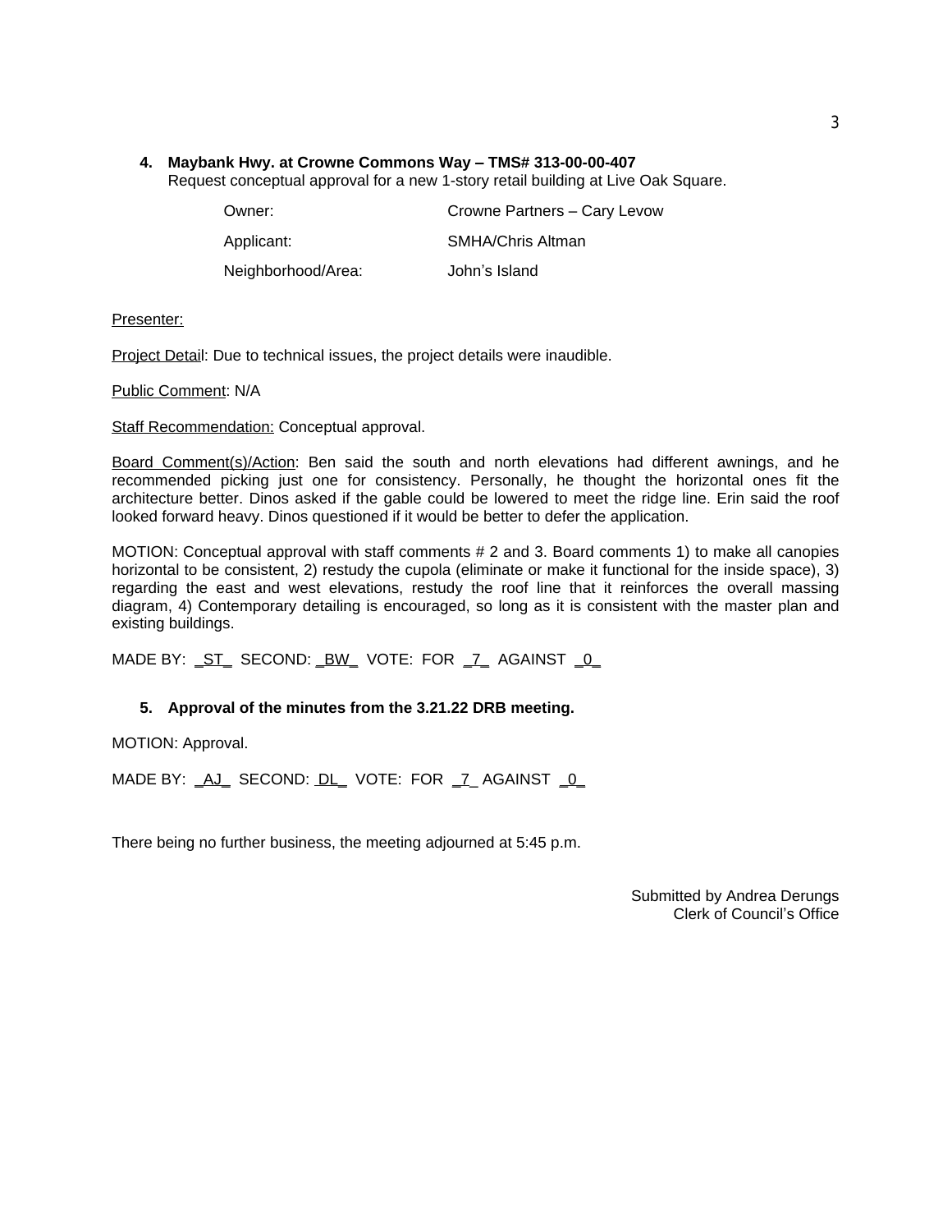**4. Maybank Hwy. at Crowne Commons Way – TMS# 313-00-00-407**
Request conceptual approval for a new 1-story retail building at Live Oak Square.

| | |
|---|---|
| Owner: | Crowne Partners – Cary Levow |
| Applicant: | SMHA/Chris Altman |
| Neighborhood/Area: | John's Island |

Presenter:

Project Detail: Due to technical issues, the project details were inaudible.

Public Comment: N/A

Staff Recommendation: Conceptual approval.

Board Comment(s)/Action: Ben said the south and north elevations had different awnings, and he recommended picking just one for consistency. Personally, he thought the horizontal ones fit the architecture better. Dinos asked if the gable could be lowered to meet the ridge line. Erin said the roof looked forward heavy. Dinos questioned if it would be better to defer the application.

MOTION: Conceptual approval with staff comments # 2 and 3. Board comments 1) to make all canopies horizontal to be consistent, 2) restudy the cupola (eliminate or make it functional for the inside space), 3) regarding the east and west elevations, restudy the roof line that it reinforces the overall massing diagram, 4) Contemporary detailing is encouraged, so long as it is consistent with the master plan and existing buildings.

MADE BY: _ST_ SECOND: _BW_ VOTE: FOR _7_ AGAINST _0_

**5. Approval of the minutes from the 3.21.22 DRB meeting.**

MOTION: Approval.

MADE BY: _AJ_ SECOND: DL_ VOTE: FOR _7_ AGAINST _0_

There being no further business, the meeting adjourned at 5:45 p.m.

Submitted by Andrea Derungs
Clerk of Council's Office